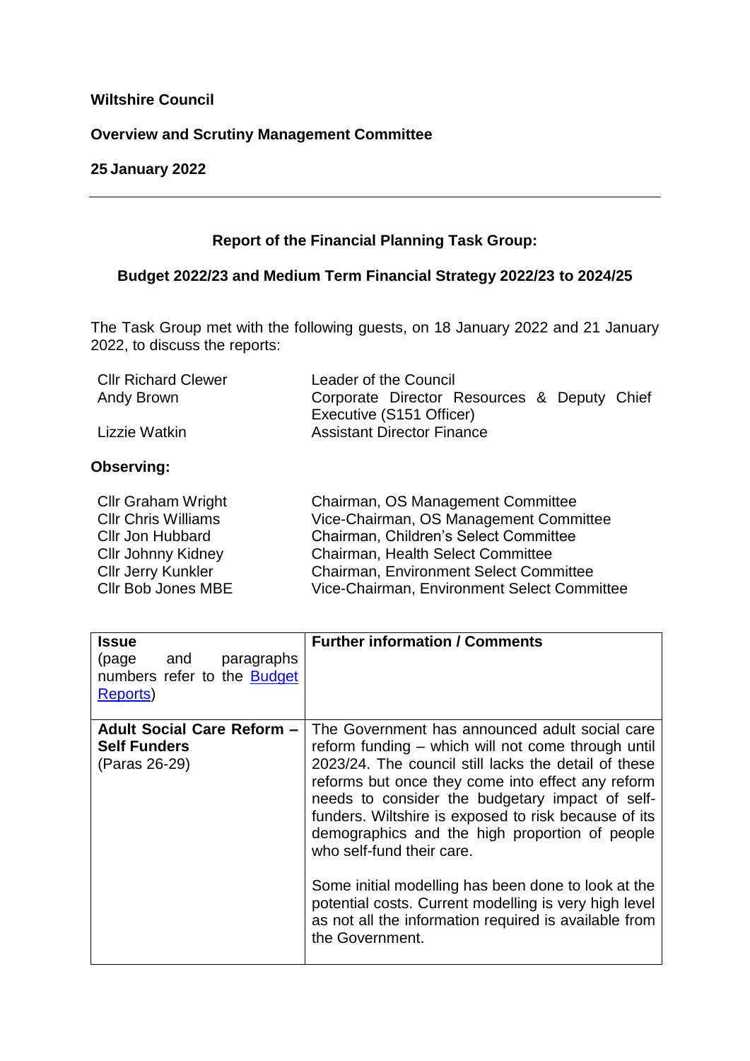**Wiltshire Council**

**Overview and Scrutiny Management Committee**

**25 January 2022**

---

**Report of the Financial Planning Task Group:**

**Budget 2022/23 and Medium Term Financial Strategy 2022/23 to 2024/25**

The Task Group met with the following guests, on 18 January 2022 and 21 January 2022, to discuss the reports:

| | |
|---|---|
| Cllr Richard Clewer | Leader of the Council |
| Andy Brown | Corporate Director Resources & Deputy Chief Executive (S151 Officer) |
| Lizzie Watkin | Assistant Director Finance |

**Observing:**

| | |
|---|---|
| Cllr Graham Wright | Chairman, OS Management Committee |
| Cllr Chris Williams | Vice-Chairman, OS Management Committee |
| Cllr Jon Hubbard | Chairman, Children's Select Committee |
| Cllr Johnny Kidney | Chairman, Health Select Committee |
| Cllr Jerry Kunkler | Chairman, Environment Select Committee |
| Cllr Bob Jones MBE | Vice-Chairman, Environment Select Committee |

| **Issue** (page and paragraphs numbers refer to the Budget Reports) | **Further information / Comments** |
|---|---|
| **Adult Social Care Reform – Self Funders** (Paras 26-29) | The Government has announced adult social care reform funding – which will not come through until 2023/24. The council still lacks the detail of these reforms but once they come into effect any reform needs to consider the budgetary impact of self-funders. Wiltshire is exposed to risk because of its demographics and the high proportion of people who self-fund their care.<br><br>Some initial modelling has been done to look at the potential costs. Current modelling is very high level as not all the information required is available from the Government. |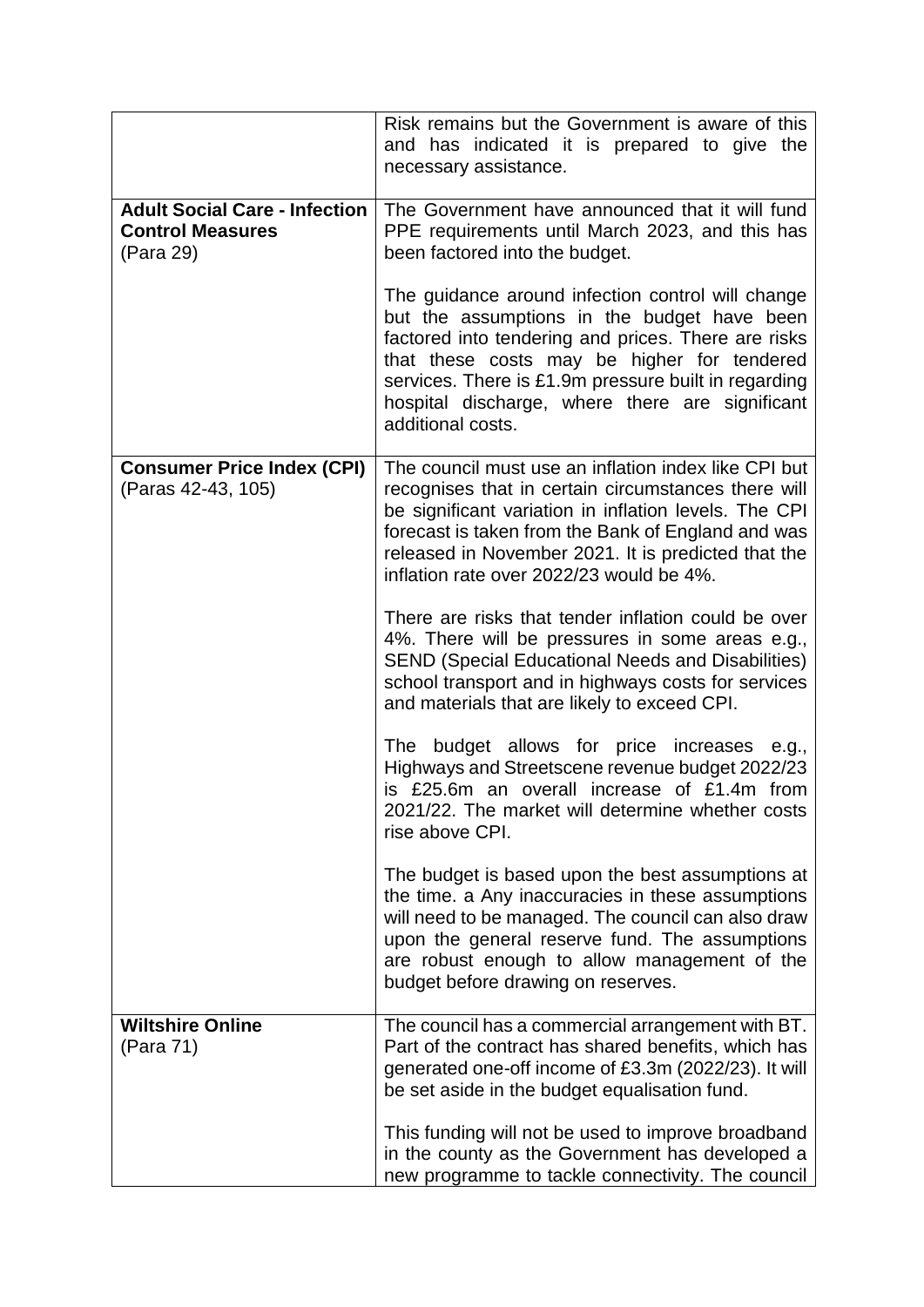| | |
|---|---|
| | Risk remains but the Government is aware of this and has indicated it is prepared to give the necessary assistance. |
| **Adult Social Care - Infection Control Measures** (Para 29) | The Government have announced that it will fund PPE requirements until March 2023, and this has been factored into the budget.<br><br>The guidance around infection control will change but the assumptions in the budget have been factored into tendering and prices. There are risks that these costs may be higher for tendered services. There is £1.9m pressure built in regarding hospital discharge, where there are significant additional costs. |
| **Consumer Price Index (CPI)** (Paras 42-43, 105) | The council must use an inflation index like CPI but recognises that in certain circumstances there will be significant variation in inflation levels. The CPI forecast is taken from the Bank of England and was released in November 2021. It is predicted that the inflation rate over 2022/23 would be 4%.<br><br>There are risks that tender inflation could be over 4%. There will be pressures in some areas e.g., SEND (Special Educational Needs and Disabilities) school transport and in highways costs for services and materials that are likely to exceed CPI.<br><br>The budget allows for price increases e.g., Highways and Streetscene revenue budget 2022/23 is £25.6m an overall increase of £1.4m from 2021/22. The market will determine whether costs rise above CPI.<br><br>The budget is based upon the best assumptions at the time. a Any inaccuracies in these assumptions will need to be managed. The council can also draw upon the general reserve fund. The assumptions are robust enough to allow management of the budget before drawing on reserves. |
| **Wiltshire Online** (Para 71) | The council has a commercial arrangement with BT. Part of the contract has shared benefits, which has generated one-off income of £3.3m (2022/23). It will be set aside in the budget equalisation fund.<br><br>This funding will not be used to improve broadband in the county as the Government has developed a new programme to tackle connectivity. The council |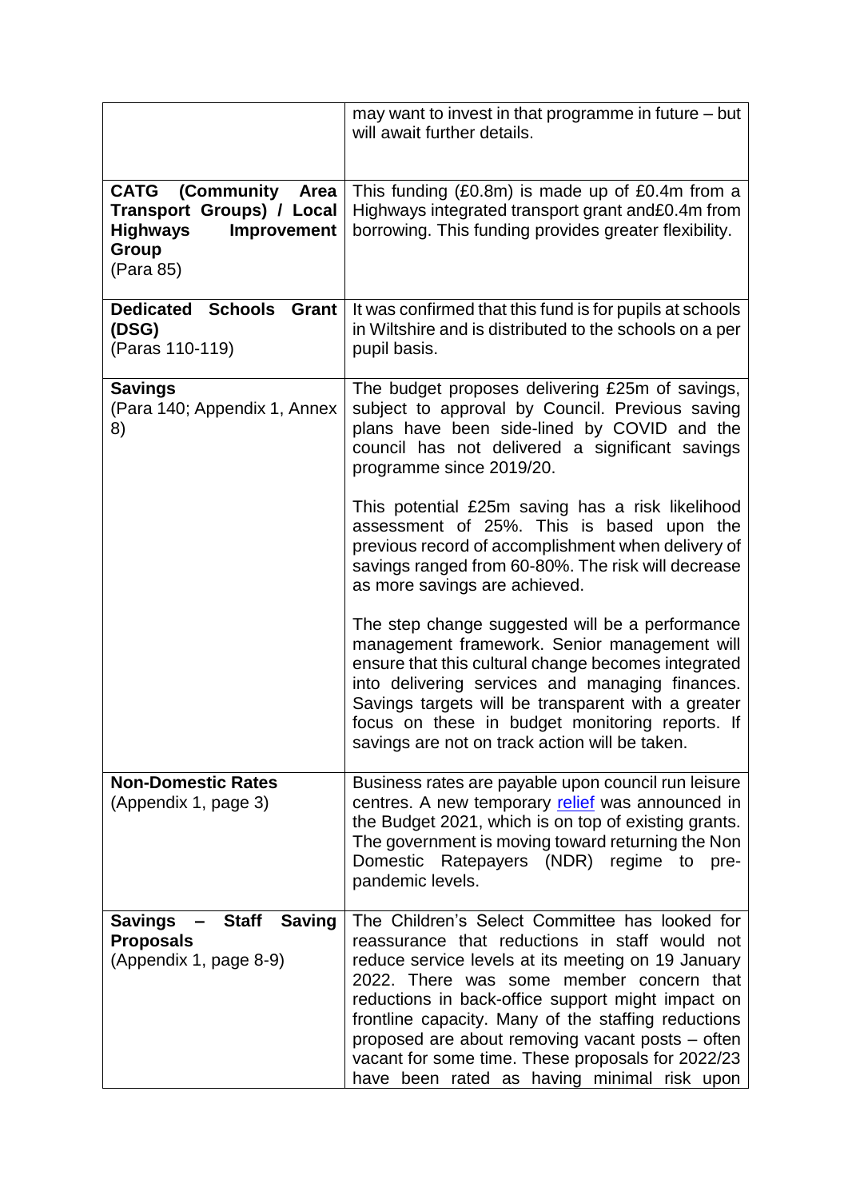| | |
|---|---|
| | may want to invest in that programme in future – but will await further details. |
| **CATG (Community Area Transport Groups) / Local Highways Improvement Group** (Para 85) | This funding (£0.8m) is made up of £0.4m from a Highways integrated transport grant and£0.4m from borrowing. This funding provides greater flexibility. |
| **Dedicated Schools Grant (DSG)** (Paras 110-119) | It was confirmed that this fund is for pupils at schools in Wiltshire and is distributed to the schools on a per pupil basis. |
| **Savings** (Para 140; Appendix 1, Annex 8) | The budget proposes delivering £25m of savings, subject to approval by Council. Previous saving plans have been side-lined by COVID and the council has not delivered a significant savings programme since 2019/20.<br><br>This potential £25m saving has a risk likelihood assessment of 25%. This is based upon the previous record of accomplishment when delivery of savings ranged from 60-80%. The risk will decrease as more savings are achieved.<br><br>The step change suggested will be a performance management framework. Senior management will ensure that this cultural change becomes integrated into delivering services and managing finances. Savings targets will be transparent with a greater focus on these in budget monitoring reports. If savings are not on track action will be taken. |
| **Non-Domestic Rates** (Appendix 1, page 3) | Business rates are payable upon council run leisure centres. A new temporary relief was announced in the Budget 2021, which is on top of existing grants. The government is moving toward returning the Non Domestic Ratepayers (NDR) regime to pre-pandemic levels. |
| **Savings – Staff Saving Proposals** (Appendix 1, page 8-9) | The Children's Select Committee has looked for reassurance that reductions in staff would not reduce service levels at its meeting on 19 January 2022. There was some member concern that reductions in back-office support might impact on frontline capacity. Many of the staffing reductions proposed are about removing vacant posts – often vacant for some time. These proposals for 2022/23 have been rated as having minimal risk upon |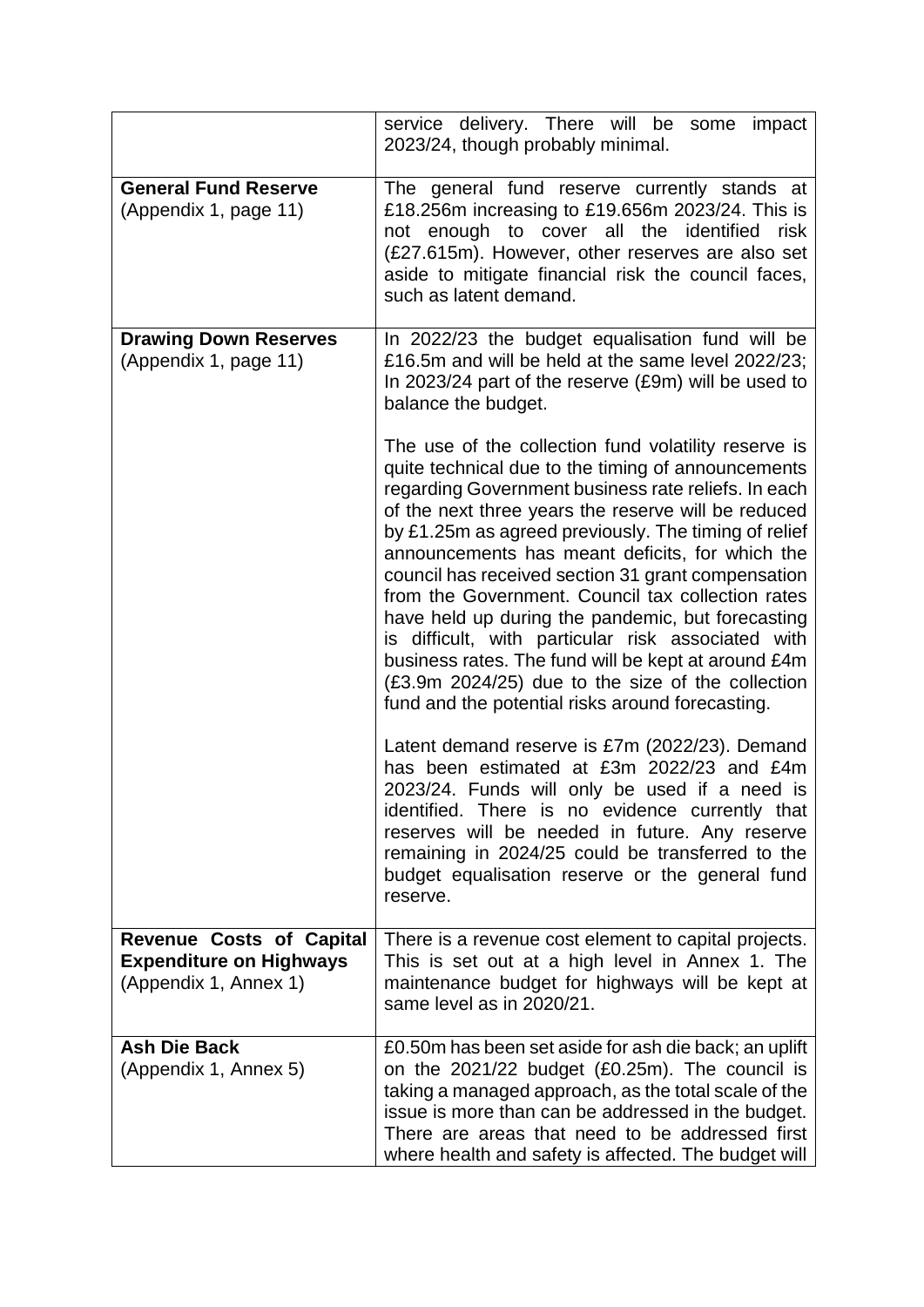| | |
|---|---|
| | service delivery. There will be some impact 2023/24, though probably minimal. |
| **General Fund Reserve** (Appendix 1, page 11) | The general fund reserve currently stands at £18.256m increasing to £19.656m 2023/24. This is not enough to cover all the identified risk (£27.615m). However, other reserves are also set aside to mitigate financial risk the council faces, such as latent demand. |
| **Drawing Down Reserves** (Appendix 1, page 11) | In 2022/23 the budget equalisation fund will be £16.5m and will be held at the same level 2022/23; In 2023/24 part of the reserve (£9m) will be used to balance the budget.<br><br>The use of the collection fund volatility reserve is quite technical due to the timing of announcements regarding Government business rate reliefs. In each of the next three years the reserve will be reduced by £1.25m as agreed previously. The timing of relief announcements has meant deficits, for which the council has received section 31 grant compensation from the Government. Council tax collection rates have held up during the pandemic, but forecasting is difficult, with particular risk associated with business rates. The fund will be kept at around £4m (£3.9m 2024/25) due to the size of the collection fund and the potential risks around forecasting.<br><br>Latent demand reserve is £7m (2022/23). Demand has been estimated at £3m 2022/23 and £4m 2023/24. Funds will only be used if a need is identified. There is no evidence currently that reserves will be needed in future. Any reserve remaining in 2024/25 could be transferred to the budget equalisation reserve or the general fund reserve. |
| **Revenue Costs of Capital Expenditure on Highways** (Appendix 1, Annex 1) | There is a revenue cost element to capital projects. This is set out at a high level in Annex 1. The maintenance budget for highways will be kept at same level as in 2020/21. |
| **Ash Die Back** (Appendix 1, Annex 5) | £0.50m has been set aside for ash die back; an uplift on the 2021/22 budget (£0.25m). The council is taking a managed approach, as the total scale of the issue is more than can be addressed in the budget. There are areas that need to be addressed first where health and safety is affected. The budget will |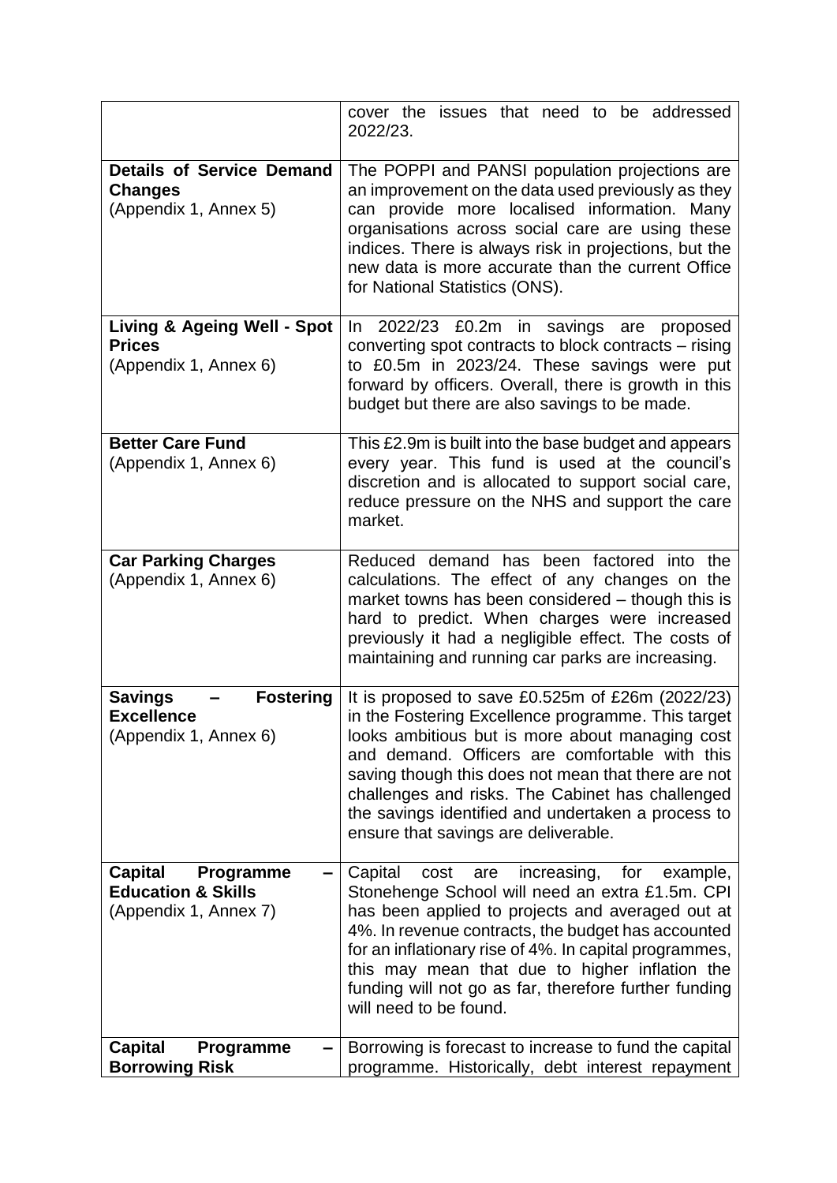|  |  |
|---|---|
|  | cover the issues that need to be addressed 2022/23. |
| **Details of Service Demand Changes** (Appendix 1, Annex 5) | The POPPI and PANSI population projections are an improvement on the data used previously as they can provide more localised information. Many organisations across social care are using these indices. There is always risk in projections, but the new data is more accurate than the current Office for National Statistics (ONS). |
| **Living & Ageing Well - Spot Prices** (Appendix 1, Annex 6) | In 2022/23 £0.2m in savings are proposed converting spot contracts to block contracts – rising to £0.5m in 2023/24. These savings were put forward by officers. Overall, there is growth in this budget but there are also savings to be made. |
| **Better Care Fund** (Appendix 1, Annex 6) | This £2.9m is built into the base budget and appears every year. This fund is used at the council's discretion and is allocated to support social care, reduce pressure on the NHS and support the care market. |
| **Car Parking Charges** (Appendix 1, Annex 6) | Reduced demand has been factored into the calculations. The effect of any changes on the market towns has been considered – though this is hard to predict. When charges were increased previously it had a negligible effect. The costs of maintaining and running car parks are increasing. |
| **Savings – Fostering Excellence** (Appendix 1, Annex 6) | It is proposed to save £0.525m of £26m (2022/23) in the Fostering Excellence programme. This target looks ambitious but is more about managing cost and demand. Officers are comfortable with this saving though this does not mean that there are not challenges and risks. The Cabinet has challenged the savings identified and undertaken a process to ensure that savings are deliverable. |
| **Capital Programme – Education & Skills** (Appendix 1, Annex 7) | Capital cost are increasing, for example, Stonehenge School will need an extra £1.5m. CPI has been applied to projects and averaged out at 4%. In revenue contracts, the budget has accounted for an inflationary rise of 4%. In capital programmes, this may mean that due to higher inflation the funding will not go as far, therefore further funding will need to be found. |
| **Capital Programme – Borrowing Risk** | Borrowing is forecast to increase to fund the capital programme. Historically, debt interest repayment |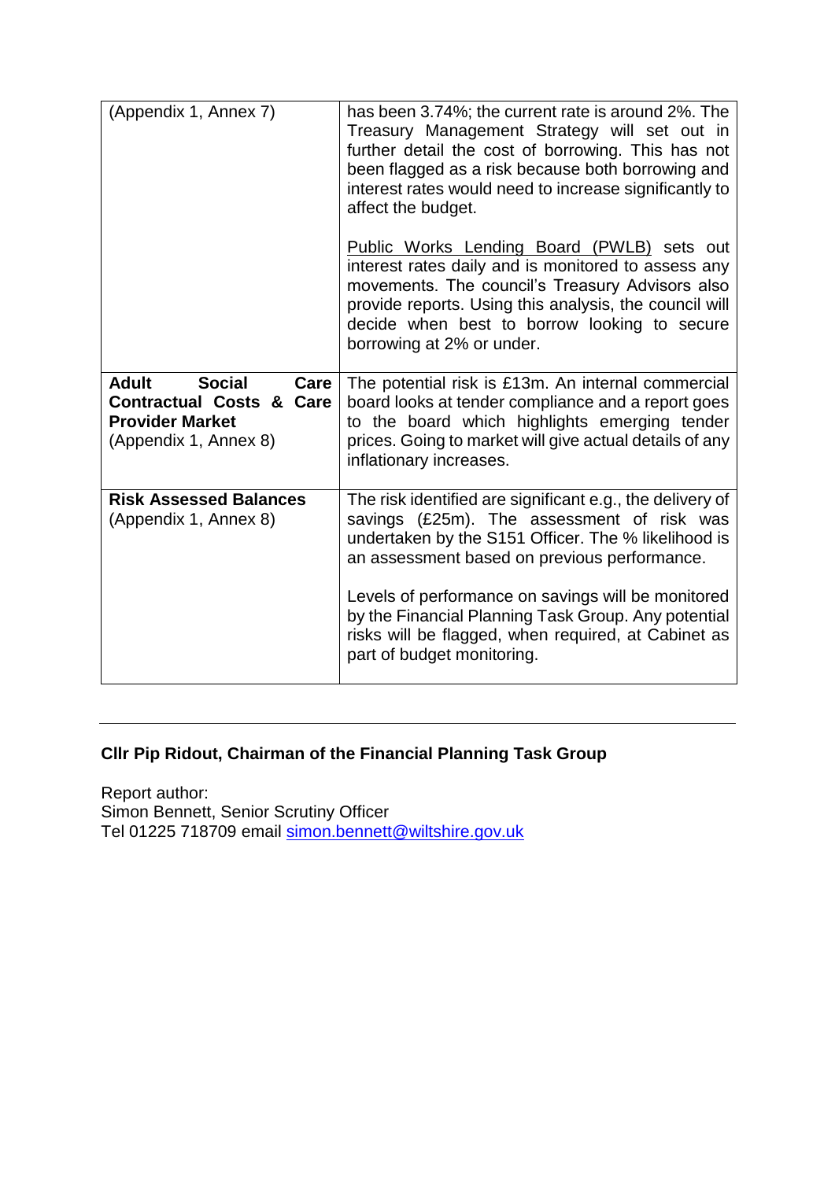| | |
|---|---|
| (Appendix 1, Annex 7) | has been 3.74%; the current rate is around 2%. The Treasury Management Strategy will set out in further detail the cost of borrowing. This has not been flagged as a risk because both borrowing and interest rates would need to increase significantly to affect the budget.<br><br>Public Works Lending Board (PWLB) sets out interest rates daily and is monitored to assess any movements. The council's Treasury Advisors also provide reports. Using this analysis, the council will decide when best to borrow looking to secure borrowing at 2% or under. |
| **Adult Social Care Contractual Costs & Care Provider Market** (Appendix 1, Annex 8) | The potential risk is £13m. An internal commercial board looks at tender compliance and a report goes to the board which highlights emerging tender prices. Going to market will give actual details of any inflationary increases. |
| **Risk Assessed Balances** (Appendix 1, Annex 8) | The risk identified are significant e.g., the delivery of savings (£25m). The assessment of risk was undertaken by the S151 Officer. The % likelihood is an assessment based on previous performance.<br><br>Levels of performance on savings will be monitored by the Financial Planning Task Group. Any potential risks will be flagged, when required, at Cabinet as part of budget monitoring. |

---

**Cllr Pip Ridout, Chairman of the Financial Planning Task Group**

Report author:
Simon Bennett, Senior Scrutiny Officer
Tel 01225 718709 email simon.bennett@wiltshire.gov.uk